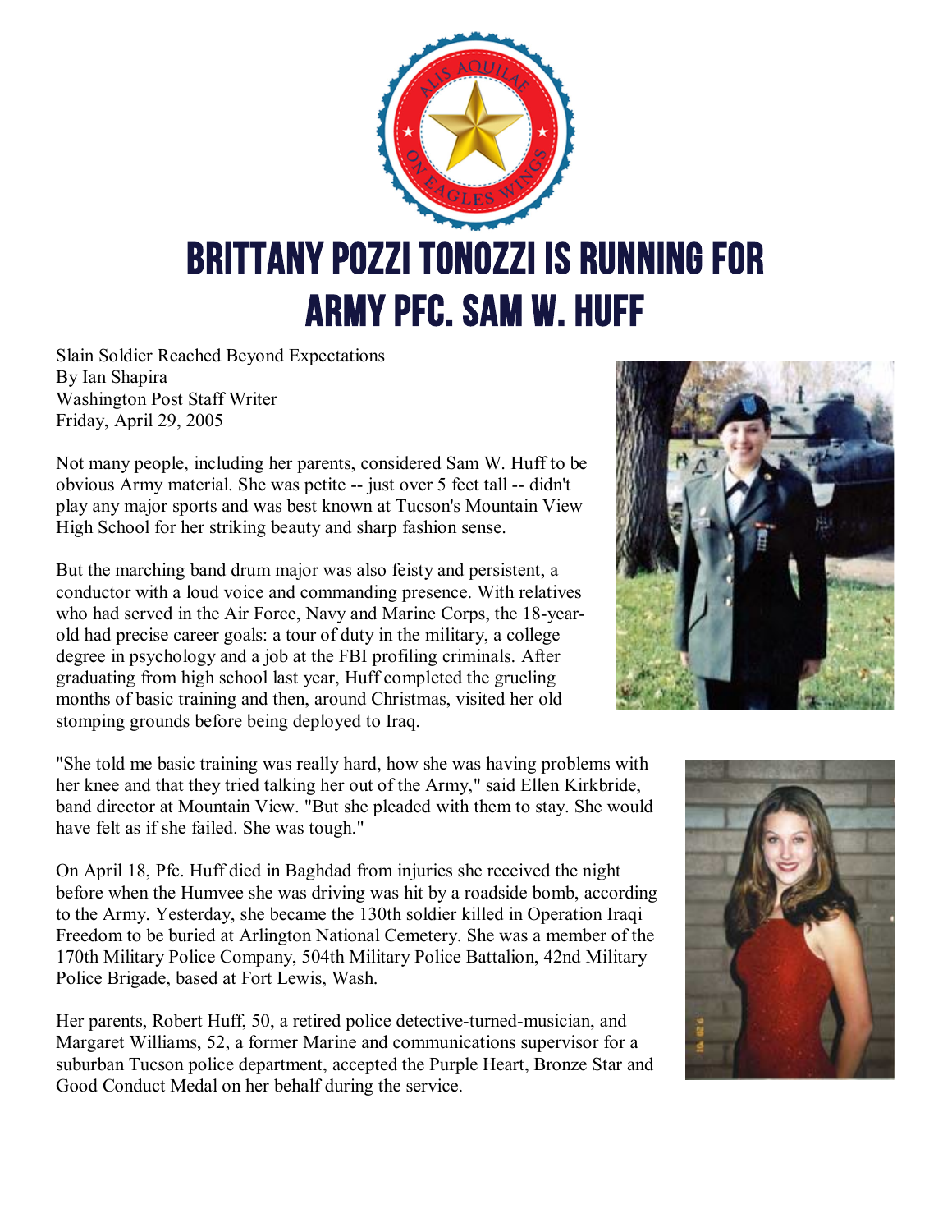# BRITTANY POZZI TONOZZI IS RUNNING FOR ARMY PFC. SAM W. HUFF

Slain Soldier Reached Beyond Expectations
By Ian Shapira
Washington Post Staff Writer
Friday, April 29, 2005

Not many people, including her parents, considered Sam W. Huff to be obvious Army material. She was petite -- just over 5 feet tall -- didn't play any major sports and was best known at Tucson's Mountain View High School for her striking beauty and sharp fashion sense.

But the marching band drum major was also feisty and persistent, a conductor with a loud voice and commanding presence. With relatives who had served in the Air Force, Navy and Marine Corps, the 18-year-old had precise career goals: a tour of duty in the military, a college degree in psychology and a job at the FBI profiling criminals. After graduating from high school last year, Huff completed the grueling months of basic training and then, around Christmas, visited her old stomping grounds before being deployed to Iraq.

"She told me basic training was really hard, how she was having problems with her knee and that they tried talking her out of the Army," said Ellen Kirkbride, band director at Mountain View. "But she pleaded with them to stay. She would have felt as if she failed. She was tough."

On April 18, Pfc. Huff died in Baghdad from injuries she received the night before when the Humvee she was driving was hit by a roadside bomb, according to the Army. Yesterday, she became the 130th soldier killed in Operation Iraqi Freedom to be buried at Arlington National Cemetery. She was a member of the 170th Military Police Company, 504th Military Police Battalion, 42nd Military Police Brigade, based at Fort Lewis, Wash.

Her parents, Robert Huff, 50, a retired police detective-turned-musician, and Margaret Williams, 52, a former Marine and communications supervisor for a suburban Tucson police department, accepted the Purple Heart, Bronze Star and Good Conduct Medal on her behalf during the service.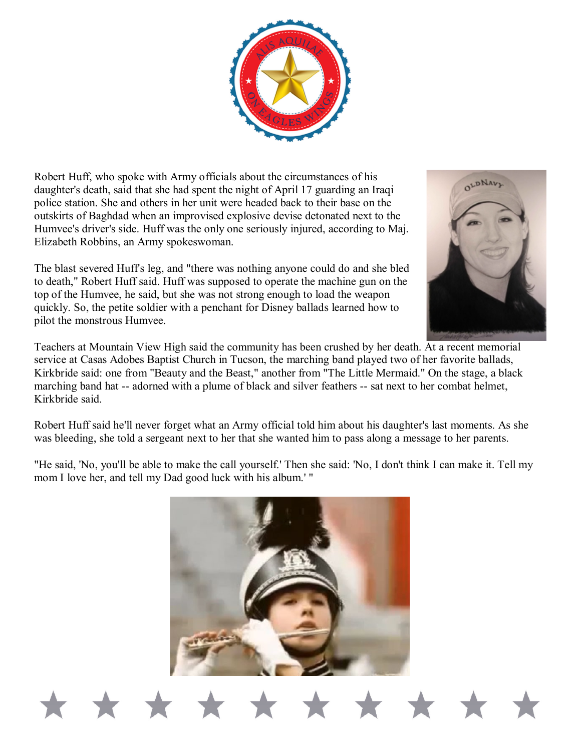Robert Huff, who spoke with Army officials about the circumstances of his daughter's death, said that she had spent the night of April 17 guarding an Iraqi police station. She and others in her unit were headed back to their base on the outskirts of Baghdad when an improvised explosive devise detonated next to the Humvee's driver's side. Huff was the only one seriously injured, according to Maj. Elizabeth Robbins, an Army spokeswoman.

The blast severed Huff's leg, and "there was nothing anyone could do and she bled to death," Robert Huff said. Huff was supposed to operate the machine gun on the top of the Humvee, he said, but she was not strong enough to load the weapon quickly. So, the petite soldier with a penchant for Disney ballads learned how to pilot the monstrous Humvee.

Teachers at Mountain View High said the community has been crushed by her death. At a recent memorial service at Casas Adobes Baptist Church in Tucson, the marching band played two of her favorite ballads, Kirkbride said: one from "Beauty and the Beast," another from "The Little Mermaid." On the stage, a black marching band hat -- adorned with a plume of black and silver feathers -- sat next to her combat helmet, Kirkbride said.

Robert Huff said he'll never forget what an Army official told him about his daughter's last moments. As she was bleeding, she told a sergeant next to her that she wanted him to pass along a message to her parents.

"He said, 'No, you'll be able to make the call yourself.' Then she said: 'No, I don't think I can make it. Tell my mom I love her, and tell my Dad good luck with his album.' "